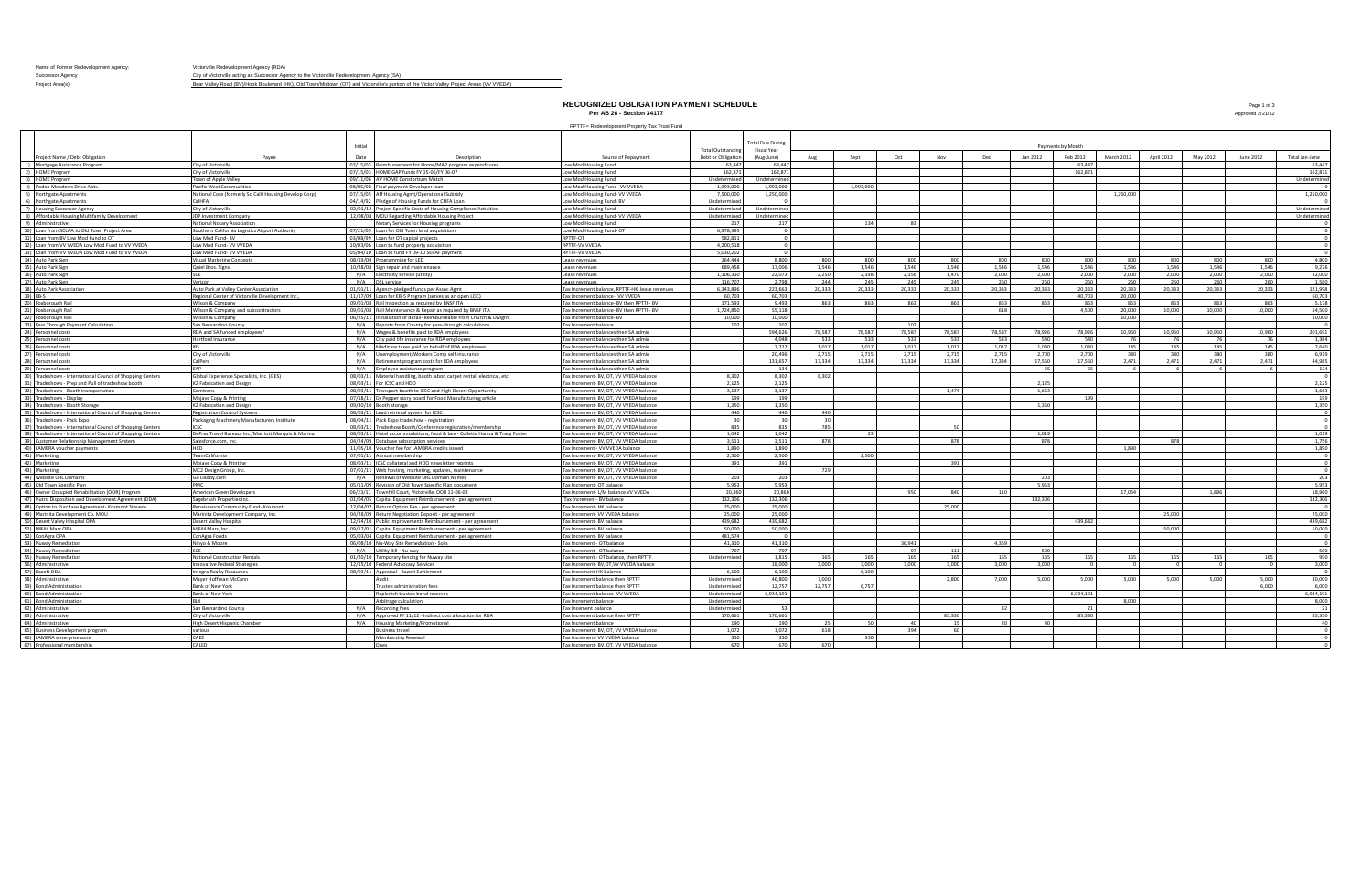Name of Former Redevelopment Agency: Victorville Redevelopment Agency (RDA)

Successor Agency: City of Victorville acting as Successor Agency to the Victorville Redevelopment Agency (SA)

Project Area(s): Bear Valley Road (BV)/Hook Boulevard (HK), Old Town/Midtown (OT) and Victorville's portion of the Victor Valley Project Areas (VV VVEDA)

# RECOGNIZED OBLIGATION PAYMENT SCHEDULE

Per AB 26 - Section 34177

Approved 2/21/12

RPTTF= Redevelopment Property Tax Trust Fund

| | Project Name / Debt Obligation | Payee | Initial Date | Description | Source of Repayment | Total Outstanding Debt or Obligation | Total Due During Fiscal Year (Aug-June) | Aug | Sept | Oct | Nov | Dec | Jan 2012 | Feb 2012 | March 2012 | April 2012 | May 2012 | June 2012 | Total Jan-June |
|---|---|---|---|---|---|---|---|---|---|---|---|---|---|---|---|---|---|---|---|
| 1) | Mortgage Assistance Program | City of Victorville | 07/15/03 | Reimbursement for Home/MAP program expenditures | Low Mod Housing Fund | 63,447 | 63,447 | | | | | | | 63,447 | | | | | 63,447 |
| 2) | HOME Program | City of Victorville | 07/15/03 | HOME GAP funds FY 05-06/FY 06-07 | Low Mod Housing Fund | 162,871 | 162,871 | | | | | | | 162,871 | | | | | 162,871 |
| 3) | HOME Program | Town of Apple Valley | 09/11/06 | AV HOME Consortium Match | Low Mod Housing Fund | Undetermined | Undetermined | | | | | | | | | | | | Undetermined |
| 4) | Rodeo Meadows Drive Apts. | Pacific West Communities | 08/05/08 | Final payment Developer loan | Low Mod Housing Fund- VV VVEDA | 1,993,000 | 1,993,000 | | 1,993,000 | | | | | | | | | | 0 |
| 5) | Northgate Apartments | National Core (formerly So Calif Housing Develop Corp) | 07/15/05 | Aff Housing Agmt/Operational Subsidy | Low Mod Housing Fund- VV VVEDA | 7,500,000 | 1,250,000 | | | | | | | | 1,250,000 | | | | 1,250,000 |
| 6) | Northgate Apartments | CalHFA | 04/14/92 | Pledge of Housing Funds for CHFA Loan | Low Mod Housing Fund- BV | Undetermined | 0 | | | | | | | | | | | | 0 |
| 7) | Housing Successor Agency | City of Victorville | 02/01/12 | Project Specific Costs of Housing Compliance Activities | Low Mod Housing Fund | Undetermined | Undetermined | | | | | | | | | | | | Undetermined |
| 8) | Affordable Housing Multifamily Development | JDP Investment Company | 12/08/08 | MOU Regarding Affordable Housing Project | Low Mod Housing Fund- VV VVEDA | Undetermined | Undetermined | | | | | | | | | | | | Undetermined |
| 9) | Administrative | National Notary Association | | Notary Services for Housing programs | Low Mod Housing Fund | 217 | 217 | | 134 | 83 | | | | | | | | | 0 |
| 10) | Loan from SCLAA to Old Town Project Area | Southern California Logistics Airport Authority | 07/21/09 | Loan for Old Town land acquisitions | Low Mod Housing Fund- OT | 6,978,395 | 0 | | | | | | | | | | | | 0 |
| 11) | Loan from BV Low Mod Fund to OT | Low Mod Fund- BV | 03/08/99 | Loan for OT capital projects | RPTTF-OT | 582,811 | 0 | | | | | | | | | | | | 0 |
| 12) | Loan from VV VVEDA Low Mod Fund to VV VVEDA | Low Mod Fund- VV VVEDA | 10/03/06 | Loan to fund property acquisition | RPTTF-VV VVEDA | 4,200,518 | 0 | | | | | | | | | | | | 0 |
| 13) | Loan from VV VVEDA Low Mod Fund to VV VVEDA | Low Mod Fund- VV VVEDA | 05/04/10 | Loan to fund FY 09-10 SERAF payment | RPTTF-VV VVEDA | 5,030,202 | 0 | | | | | | | | | | | | 0 |
| 14) | Auto Park Sign | Visual Marketing Concepts | 08/19/09 | Programming for LED | Lease revenues | 264,444 | 8,800 | 800 | 800 | 800 | 800 | 800 | 800 | 800 | 800 | 800 | 800 | 800 | 4,800 |
| 15) | Auto Park Sign | Quiel Bros. Signs | 10/28/08 | Sign repair and maintenance | Lease revenues | 689,458 | 17,006 | 1,546 | 1,546 | 1,546 | 1,546 | 1,546 | 1,546 | 1,546 | 1,546 | 1,546 | 1,546 | 1,546 | 9,276 |
| 16) | Auto Park Sign | SCE | N/A | Electricity service (utility) | Lease revenues | 1,106,310 | 22,073 | 2,250 | 2,198 | 2,156 | 1,470 | 2,000 | 2,000 | 2,000 | 2,000 | 2,000 | 2,000 | 2,000 | 12,000 |
| 17) | Auto Park Sign | Verizon | N/A | DSL service | Lease revenues | 116,707 | 2,798 | 244 | 245 | 245 | 245 | 260 | 260 | 260 | 260 | 260 | 260 | 260 | 1,560 |
| 18) | Auto Park Association | Auto Park at Valley Center Association | 01/01/11 | Agency-pledged funds per Assoc Agmt | Tax Increment balance, RPTTF-HK, lease revenues | 6,343,896 | 223,663 | 20,333 | 20,333 | 20,333 | 20,333 | 20,333 | 20,333 | 20,333 | 20,333 | 20,333 | 20,333 | 20,333 | 121,998 |
| 19) | EB-5 | Regional Center of Victorville Development Inc., | 11/17/09 | Loan for EB-5 Program (serves as an open LOC) | Tax Increment balance - VV VVEDA | 60,703 | 60,703 | | | | | | | 40,703 | 20,000 | | | | 60,703 |
| 20) | Foxborough Rail | Wilson & Company | 09/03/08 | Rail Inspection as required by BNSF ITA | Tax Increment balance- BV then RPTTF- BV | 371,593 | 9,493 | 863 | 863 | 863 | 863 | 863 | 863 | 863 | 863 | 863 | 863 | 863 | 5,178 |
| 21) | Foxborough Rail | Wilson & Company and subcontractors | 09/03/08 | Rail Maintenance & Repair as required by BNSF ITA | Tax Increment balance- BV then RPTTF- BV | 1,724,850 | 55,118 | | | | | 618 | | 4,500 | 20,000 | 10,000 | 10,000 | 10,000 | 54,500 |
| 22) | Foxborough Rail | Wilson & Company | 06/15/11 | Installation of derail- Reimburseable from Church & Dwight | Tax Increment balance- BV | 10,000 | 10,000 | | | | | | | | 10,000 | | | | 10,000 |
| 23) | Pass Through Payment Calculation | San Bernardino County | N/A | Reports from County for pass-through calculations | Tax Increment balance | 102 | 102 | | | 102 | | | | | | | | | 0 |
| 24) | Personnel costs | RDA and SA funded employees* | N/A | Wages & benefits paid to RDA employees | Tax Increment balances then SA admin | | 594,626 | 78,587 | 78,587 | 78,587 | 78,587 | 78,587 | 78,926 | 78,926 | 10,960 | 10,960 | 10,960 | 10,960 | 201,691 |
| 25) | Personnel costs | Hartford Insurance | N/A | City paid life insurance for RDA employees | Tax Increment balances then SA admin | | 4,048 | 533 | 533 | 533 | 533 | 533 | 540 | 540 | 76 | 76 | 76 | 76 | 1,384 |
| 26) | Personnel costs | IRS | N/A | Medicare taxes paid on behalf of RDA employees | Tax Increment balances then SA admin | | 7,727 | 1,017 | 1,017 | 1,017 | 1,017 | 1,017 | 1,030 | 1,030 | 145 | 145 | 145 | 145 | 2,640 |
| 27) | Personnel costs | City of Victorville | N/A | Unemployment/Workers Comp self-insurance | Tax Increment balances then SA admin | | 20,496 | 2,715 | 2,715 | 2,715 | 2,715 | 2,715 | 2,700 | 2,700 | 380 | 380 | 380 | 380 | 6,919 |
| 28) | Personnel costs | CalPers | N/A | Retirement program costs for RDA employees | Tax Increment balances then SA admin | | 131,657 | 17,334 | 17,334 | 17,334 | 17,334 | 17,334 | 17,550 | 17,550 | 2,471 | 2,471 | 2,471 | 2,471 | 44,985 |
| 29) | Personnel costs | EAP | N/A | Employee assistance program | Tax Increment balances then SA admin | | 134 | | | | | | 55 | 55 | 6 | 6 | 6 | 6 | 134 |
| 30) | Tradeshows - International Council of Shopping Centers | Global Experience Specialists, Inc. (GES) | 08/03/11 | Material handling, booth labor, carpet rental, electrical, etc. | Tax Increment- BV, OT, VV VVEDA balance | 8,302 | 8,302 | 8,302 | | | | | | | | | | | 0 |
| 31) | Tradeshows - Prep and Pull of tradeshow booth | K2 Fabrication and Design | 08/03/11 | For ICSC and HDO | Tax Increment- BV, OT, VV VVEDA balance | 2,125 | 2,125 | | | | | | 2,125 | | | | | | 2,125 |
| 32) | Tradeshows - Booth transportation | Comtrans | 08/03/11 | Transport booth to ICSC and High Desert Opportunity | Tax Increment- BV, OT, VV VVEDA balance | 3,137 | 3,137 | | | | 1,474 | | 1,663 | | | | | | 1,663 |
| 33) | Tradeshows - Display | Mojave Copy & Printing | 07/18/11 | Dr Pepper story board for Food Manufacturing article | Tax Increment- BV, OT, VV VVEDA balance | 199 | 199 | | | | | | | 199 | | | | | 199 |
| 34) | Tradeshows - Booth Storage | K2 Fabrication and Design | 09/30/10 | Booth storage | Tax Increment- BV, OT, VV VVEDA balance | 1,350 | 1,350 | | | | | | 1,350 | | | | | | 1,350 |
| 35) | Tradeshows - International Council of Shopping Centers | Registration Control Systems | 08/03/11 | Lead retrieval system for ICSC | Tax Increment- BV, OT, VV VVEDA balance | 440 | 440 | 440 | | | | | | | | | | | 0 |
| 36) | Tradeshows - Pack Expo | Packaging Machinery Manufacturers Institute | 08/04/11 | Pack Expo tradeshow - registration | Tax Increment- BV, OT, VV VVEDA balance | 30 | 30 | 30 | | | | | | | | | | | 0 |
| 37) | Tradeshows - International Council of Shopping Centers | ICSC | 08/03/11 | Tradeshow Booth/Conference registration/membership | Tax Increment- BV, OT, VV VVEDA balance | 835 | 835 | 785 | | | 50 | | | | | | | | 0 |
| 38) | Tradeshows - International Council of Shopping Centers | DePrez Travel Bureau, Inc./Marriott Marquis & Marina | 08/03/11 | Hotel accommodations, food & bev - Collette Hanna & Tracy Foster | Tax Increment- BV, OT, VV VVEDA balance | 1,042 | 1,042 | | 23 | | | | 1,019 | | | | | | 1,019 |
| 39) | Customer Relationship Management System | Salesforce.com, Inc. | 04/24/09 | Database subscription services | Tax Increment- BV, OT, VV VVEDA balance | 3,511 | 3,511 | 878 | | | 878 | | 878 | | | 878 | | | 1,756 |
| 40) | LAMBRA voucher payments | HCD | 11/05/10 | Voucher fee for LAMBRA credits issued | Tax Increment - VV VVEDA balance | 1,890 | 1,890 | | | | | | | | 1,890 | | | | 1,890 |
| 41) | Marketing | TeamCalifornia | 07/01/11 | Annual membership | Tax Increment- BV, OT, VV VVEDA balance | 2,500 | 2,500 | | 2,500 | | | | | | | | | | 0 |
| 42) | Marketing | Mojave Copy & Printing | 08/03/11 | ICSC collateral and HDO newsletter reprints | Tax Increment- BV, OT, VV VVEDA balance | 391 | 391 | | | | 391 | | | | | | | | 0 |
| 43) | Marketing | MC2 Design Group, Inc. | 07/01/11 | Web hosting, marketing, updates, maintenance | Tax Increment- BV, OT, VV VVEDA balance | 729 | 729 | | 729 | | | | | | | | | | 0 |
| 44) | Website URL Domains | Go Daddy.com | N/A | Renewal of Website URL Domain Names | Tax Increment- BV, OT, VV VVEDA balance | 203 | 203 | | | | | | 203 | | | | | | 203 |
| 45) | Old Town Specific Plan | PMC | 05/11/09 | Revision of Old Town Specific Plan document | Tax Increment- OT balance | 5,953 | 5,953 | | | | | | 5,953 | | | | | | 5,953 |
| 46) | Owner Occupied Rehabilitation (OOR) Program | American Green Developers | 06/23/11 | Townhill Court, Victorville, OOR 11-06-02 | Tax Increment- L/M balance VV VVEDA | 20,860 | 20,860 | | | 950 | 840 | 110 | | | 17,064 | | 1,896 | | 18,960 |
| 47) | Nutro Disposition and Development Agreement (DDA) | Sagebrush Properties Inc. | 01/04/05 | Capital Equipment Reimbursement - per agreement | Tax Increment- BV balance | 132,306 | 132,306 | | | | | | 132,306 | | | | | | 132,306 |
| 48) | Option to Purchase Agreement- Kosmont Stevens | Renaissance Community Fund- Kosmont | 12/04/07 | Return Option Fee - per agreement | Tax Increment- HK balance | 25,000 | 25,000 | | | | 25,000 | | | | | | | | 0 |
| 49) | Marinita Development Co. MOU | Marinita Development Company, Inc. | 04/28/09 | Return Negotiation Deposit - per agreement | Tax Increment- VV VVEDA balance | 25,000 | 25,000 | | | | | | | | | 25,000 | | | 25,000 |
| 50) | Desert Valley Hospital OPA | Desert Valley Hospital | 12/14/10 | Public Improvements Reimbursement - per agreement | Tax Increment- BV balance | 439,682 | 439,682 | | | | | | | 439,682 | | | | | 439,682 |
| 51) | M&M Mars OPA | M&M Mars, Inc. | 09/17/01 | Capital Equipment Reimbursement - per agreement | Tax Increment- BV balance | 50,000 | 50,000 | | | | | | | | | 50,000 | | | 50,000 |
| 52) | ConAgra OPA | ConAgra Foods | 05/03/04 | Capital Equipment Reimbursement - per agreement | Tax Increment- BV balance | 481,574 | 0 | | | | | | | | | | | | 0 |
| 53) | Nuway Remediation | Ninyo & Moore | 06/08/10 | Nu-Way Site Remediation - Soils | Tax Increment - OT balance | 41,310 | 41,310 | | | 36,941 | | 4,369 | | | | | | | 0 |
| 54) | Nuway Remediation | SCE | N/A | Utility Bill - Nu-way | Tax Increment - OT balance | 707 | 707 | | | 97 | 111 | | 500 | | | | | | 500 |
| 55) | Nuway Remediation | National Construction Rentals | 01/20/10 | Temporary fencing for Nuway site | Tax Increment - OT balance, then RPTTF | Undetermined | 1,815 | 165 | 165 | 165 | 165 | 165 | 165 | 165 | 165 | 165 | 165 | 165 | 990 |
| 56) | Administrative | Innovative Federal Strategies | 12/15/10 | Federal Advocacy Services | Tax Increment- BV,OT,VV VVEDA balance | | 18,000 | 3,000 | 3,000 | 3,000 | 3,000 | 3,000 | 3,000 | 0 | 0 | 0 | 0 | 0 | 3,000 |
| 57) | Basoft Settlement | Integra Realty Resources | 08/03/11 | Appraisal - Basoft Settlement | Tax Increment-HK balance | 6,100 | 6,100 | | | | 6,100 | | | | | | | | 0 |
| 58) | Administrative | Mayer Hoffman McCann | | Audit | Tax Increment balance then RPTTF | Undetermined | 46,800 | 7,000 | | | 2,800 | 7,000 | 5,000 | 5,000 | 5,000 | 5,000 | 5,000 | 5,000 | 30,000 |
| 59) | Bond Administration | Bank of New York | | Trustee administration fees | Tax Increment balance then RPTTF | Undetermined | 12,757 | 12,757 | 6,757 | | | | | | | | | 6,000 | 6,000 |
| 60) | Bond Administration | Bank of New York | | Replenish trustee bond reserves | Tax Increment balance- VV VVEDA | Undetermined | 6,934,191 | | | | | | | 6,934,191 | | | | | 6,934,191 |
| 61) | Bond Administration | BLX | | Arbitrage calculation | Tax Increment balance | Undetermined | | | | | | | | | 8,000 | | | | 8,000 |
| 62) | Administrative | San Bernardino County | N/A | Recording fees | Tax Increment balance | Undetermined | 53 | | | | | 32 | | 21 | | | | | 21 |
| 63) | Administrative | City of Victorville | N/A | Approved FY 11/12 - Indirect cost allocation for RDA | Tax Increment balance then RPTTF | 170,661 | 170,661 | | | | 85,330 | | | 85,330 | | | | | 85,330 |
| 64) | Administrative | High Desert Hispanic Chamber | N/A | Housing Marketing/Promotional | Tax Increment balance | 190 | 190 | 25 | 50 | 40 | 15 | 20 | 40 | | | | | | 40 |
| 65) | Business Development program | various | | Business travel | Tax Increment- BV, OT, VV VVEDA balance | 1,072 | 1,072 | 618 | | 394 | 60 | | | | | | | | 0 |
| 66) | LAMBRA enterprise zone | CAEZ | | Membership Renewal | Tax Increment- VV VVEDA balance | 350 | 350 | | 350 | | | | | | | | | | 0 |
| 67) | Professional membership | CALED | | Dues | Tax Increment- BV, OT, VV VVEDA balance | 670 | 670 | 670 | | | | | | | | | | | 0 |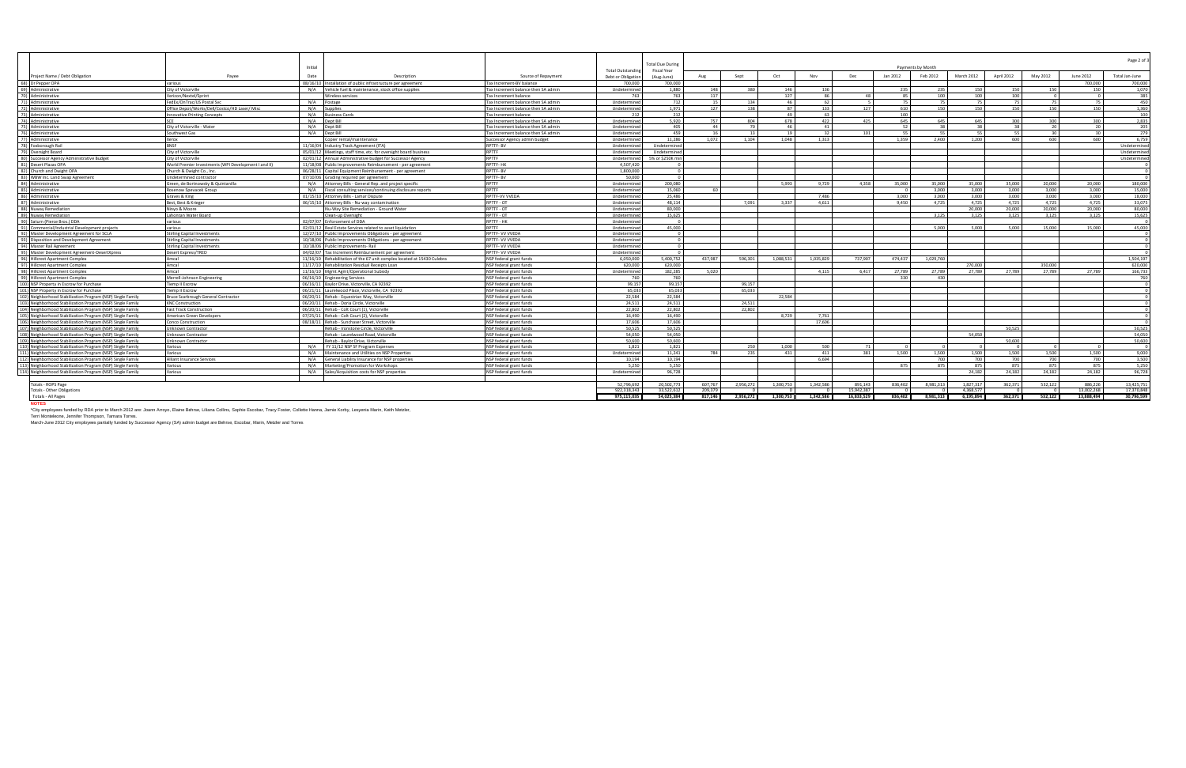| # | Project Name / Debt Obligation | Payee | Initial Date | Description | Source of Repayment | Total Outstanding Debt or Obligation | Total Due During Fiscal Year (Aug-June) | Aug | Sept | Oct | Nov | Dec | Jan 2012 | Feb 2012 | March 2012 | April 2012 | May 2012 | June 2012 | Total Jan-June |
|---|---|---|---|---|---|---|---|---|---|---|---|---|---|---|---|---|---|---|---|
| 68) | Dr Pepper OPA | various | 08/16/10 | Installation of public infrastructure per agreement | Tax Increment-BV balance | 700,000 | 700,000 | | | | | | | | | | | 700,000 | 700,000 |
| 69) | Administrative | City of Victorville | N/A | Vehicle fuel & maintenance, stock office supplies | Tax Increment balance then SA admin | Undetermined | 1,880 | 148 | 380 | 146 | 136 | | 235 | 235 | 150 | 150 | 150 | 150 | 1,070 |
| 70) | Administrative | Verizon/Nextel/Sprint | | Wireless services | Tax Increment balance | Undetermined | 763 | 117 | | 127 | 86 | 48 | 85 | 100 | 100 | | 0 | 0 | 385 |
| 71) | Administrative | FedEx/DnTrac/US Postal Svc | N/A | Postage | Tax Increment balance then SA admin | Undetermined | 712 | 15 | 134 | 46 | 62 | 5 | 75 | 75 | 75 | 75 | 75 | 75 | 450 |
| 72) | Administrative | Office Depot/Works/Dell/Costco/HD Laser/ Misc | N/A | Supplies | Tax Increment balance then SA admin | Undetermined | 1,971 | 127 | 138 | 87 | 133 | 127 | 610 | 150 | 150 | 150 | 150 | 150 | 1,360 |
| 73) | Administrative | Innovative Printing Concepts | N/A | Business Cards | Tax Increment balance | 212 | 212 | | | 49 | 63 | | 100 | | | | | | 100 |
| 74) | Administrative | SCE | N/A | Dept Bill | Tax Increment balance then SA admin | Undetermined | 5,920 | 757 | 804 | 678 | 422 | 425 | 645 | 645 | 645 | 300 | 300 | 300 | 2,835 |
| 75) | Administrative | City of Victorville - Water | N/A | Dept Bill | Tax Increment balance then SA admin | Undetermined | 405 | 44 | 70 | 46 | 41 | | 52 | 38 | 38 | 38 | 20 | 20 | 205 |
| 76) | Administrative | Southwest Gas | N/A | Dept Bill | Tax Increment balance then SA admin | Undetermined | 459 | 16 | 13 | 19 | 32 | 101 | 55 | 55 | 55 | 55 | 30 | 30 | 279 |
| 77) | Administrative | Xerox | | Copier rental/maintenance | Successor Agency admin budget | Undetermined | 11,296 | 1,072 | 1,104 | 1,048 | 1,313 | | 1,359 | 2,400 | 1,200 | 600 | 600 | 600 | 6,759 |
| 78) | Foxborough Rail | BNSF | 11/16/04 | Industry Track Agreement (ITA) | RPTTF- BV | Undetermined | Undetermined | | | | | | | | | | | | Undetermined |
| 79) | Oversight Board | City of Victorville | 05/01/12 | Meetings, staff time, etc. for oversight board business | RPTTF | Undetermined | Undetermined | | | | | | | | | | | | Undetermined |
| 80) | Successor Agency Administrative Budget | City of Victorville | 02/01/12 | Annual Administrative budget for Successor Agency | RPTTF | Undetermined | 5% or $250K min | | | | | | | | | | | | Undetermined |
| 81) | Desert Plaza OPA | World Premier Investments (WPI Development I and II) | 11/18/08 | Public Improvements Reimbursement - per agreement | RPTTF- HK | 4,507,420 | 0 | | | | | | | | | | | | 0 |
| 82) | Church and Dwight OPA | Church & Dwight Co., Inc. | 06/28/11 | Capital Equipment Reimbursement - per agreement | RPTTF- BV | 1,800,000 | 0 | | | | | | | | | | | | 0 |
| 83) | MBW Inc. Land Swap Agreement | Undetermined contractor | 07/10/06 | Grading required per agreement | RPTTF- BV | 50,000 | 0 | | | | | | | | | | | | 0 |
| 84) | Administrative | Green, de Bortnowsky & Quintanilla | N/A | Attorney Bills - General Rep. and project specific | RPTTF | Undetermined | 200,080 | | | 5,993 | 9,729 | 4,358 | 35,000 | 35,000 | 35,000 | 35,000 | 20,000 | 20,000 | 180,000 |
| 85) | Administrative | Rosenow Spevacek Group | N/A | Fiscal consulting services/continuing disclosure reports | RPTTF | Undetermined | 15,060 | 60 | | | | | 0 | 3,000 | 3,000 | 3,000 | 3,000 | 3,000 | 15,000 |
| 86) | Administrative | Graves & King | 01/15/10 | Attorney Bills - Lamar Dispute | RPTTF-VV VVEDA | Undetermined | 25,486 | | | | 7,486 | | 3,000 | 3,000 | 3,000 | 3,000 | 3,000 | 3,000 | 18,000 |
| 87) | Administrative | Best, Best & Krieger | 06/15/10 | Attorney Bills - Nu-way contamination | RPTTF - OT | Undetermined | 48,114 | | 7,091 | 3,337 | 4,611 | | 9,450 | 4,725 | 4,725 | 4,725 | 4,725 | 4,725 | 33,075 |
| 88) | Nuway Remediation | Ninyo & Moore | | Nu-Way Site Remediation - Ground Water | RPTTF - OT | Undetermined | 80,000 | | | | | | | | 20,000 | 20,000 | 20,000 | 20,000 | 80,000 |
| 89) | Nuway Remediation | Lahontan Water Board | | Clean-up Oversight | RPTTF - OT | Undetermined | 15,625 | | | | | | | 3,125 | 3,125 | 3,125 | 3,125 | 3,125 | 15,625 |
| 90) | Saturn (Pierce Bros.) DDA | various | 02/07/07 | Enforcement of DDA | RPTTF - HK | Undetermined | 0 | | | | | | | | | | | | 0 |
| 91) | Commercial/Industrial Development projects | various | 02/01/12 | Real Estate Services related to asset liquidation | RPTTF | Undetermined | 45,000 | | | | | | | 5,000 | 5,000 | 5,000 | 15,000 | 15,000 | 45,000 |
| 92) | Master Development Agreement for SCLA | Stirling Capital Investments | 12/27/10 | Public Improvements Obligations - per agreement | RPTTF- VV VVEDA | Undetermined | 0 | | | | | | | | | | | | 0 |
| 93) | Disposition and Development Agreement | Stirling Capital Investments | 10/18/06 | Public Improvements Obligations - per agreement | RPTTF- VV VVEDA | Undetermined | 0 | | | | | | | | | | | | 0 |
| 94) | Master Rail Agreement | Stirling Capital Investments | 10/18/06 | Public Improvements- Rail | RPTTF- VV VVEDA | Undetermined | 0 | | | | | | | | | | | | 0 |
| 95) | Master Development Agreement-DesertXpress | Desert Express/TRED | 04/02/07 | Tax Increment Reimbursement per agreement | RPTTF- VV VVEDA | Undetermined | 0 | | | | | | | | | | | | 0 |
| 96) | Hillcrest Apartment Complex | Amcal | 11/16/10 | Rehabilitation of the 67 unit complex located at 15430 Culebra | NSP federal grant funds | 6,050,000 | 5,400,752 | 437,987 | 596,301 | 1,088,531 | 1,035,829 | 737,907 | 474,437 | 1,029,760 | | | | | 1,504,197 |
| 97) | Hillcrest Apartment Complex | Amcal | 11/17/10 | Rehabilitation Residual Receipts Loan | NSP federal grant funds | 620,000 | 620,000 | | | | | | | | 270,000 | | 350,000 | | 620,000 |
| 98) | Hillcrest Apartment Complex | Amcal | 11/16/10 | Mgmt Agmt/Operational Subsidy | NSP federal grant funds | Undetermined | 182,285 | 5,020 | | | 4,115 | 6,417 | 27,789 | 27,789 | 27,789 | 27,789 | 27,789 | 27,789 | 166,733 |
| 99) | Hillcrest Apartment Complex | Merrell-Johnson Engineering | 06/16/10 | Engineering Services | NSP federal grant funds | 760 | 760 | | | | | | 330 | 430 | | | | | 760 |
| 100) | NSP Property in Escrow for Purchase | Temp II Escrow | 06/16/11 | Baylor Drive, Victorville, CA 92392 | NSP federal grant funds | 99,157 | 99,157 | | 99,157 | | | | | | | | | | 0 |
| 101) | NSP Property in Escrow for Purchase | Temp II Escrow | 06/21/11 | Laurelwood Place, Victorville, CA 92392 | NSP federal grant funds | 65,033 | 65,033 | | 65,033 | | | | | | | | | | 0 |
| 102) | Neighborhood Stabilization Program (NSP) Single Family | Bruce Scarbrough General Contractor | 06/20/11 | Rehab - Equestrian Way, Victorville | NSP federal grant funds | 22,584 | 22,584 | | | 22,584 | | | | | | | | | 0 |
| 103) | Neighborhood Stabilization Program (NSP) Single Family | KNC Construction | 06/20/11 | Rehab - Doria Circle, Victorville | NSP federal grant funds | 24,511 | 24,511 | | 24,511 | | | | | | | | | | 0 |
| 104) | Neighborhood Stabilization Program (NSP) Single Family | Fast Track Construction | 06/20/11 | Rehab - Colt Court (1), Victorville | NSP federal grant funds | 22,802 | 22,802 | | 22,802 | | | | | | | | | | 0 |
| 105) | Neighborhood Stabilization Program (NSP) Single Family | American Green Developers | 07/25/11 | Rehab - Colt Court (2), Victorville | NSP federal grant funds | 16,490 | 16,490 | | | 8,729 | 7,761 | | | | | | | | 0 |
| 106) | Neighborhood Stabilization Program (NSP) Single Family | Conco Construction | 08/18/11 | Rehab - Sunchaser Street, Victorville | NSP federal grant funds | 17,606 | 17,606 | | | | 17,606 | | | | | | | | 0 |
| 107) | Neighborhood Stabilization Program (NSP) Single Family | Unknown Contractor | | Rehab - Ironstone Circle, Victorville | NSP federal grant funds | 50,525 | 50,525 | | | | | | | | | 50,525 | | | 50,525 |
| 108) | Neighborhood Stabilization Program (NSP) Single Family | Unknown Contractor | | Rehab - Laurelwood Road, Victorville | NSP federal grant funds | 54,050 | 54,050 | | | | | | | | 54,050 | | | | 54,050 |
| 109) | Neighborhood Stabilization Program (NSP) Single Family | Unknown Contractor | | Rehab - Baylor Drive, Victorville | NSP federal grant funds | 50,600 | 50,600 | | | | | | | | | 50,600 | | | 50,600 |
| 110) | Neighborhood Stabilization Program (NSP) Single Family | Various | N/A | FY 11/12 NSP SF Program Expenses | NSP federal grant funds | 1,821 | 1,821 | | 250 | 1,000 | 500 | 71 | 0 | | 0 | 0 | | 0 | 0 |
| 111) | Neighborhood Stabilization Program (NSP) Single Family | Various | N/A | Maintenance and Utilities on NSP Properties | NSP federal grant funds | Undetermined | 11,241 | 784 | 235 | 431 | 411 | 381 | 1,500 | 1,500 | 1,500 | 1,500 | 1,500 | 1,500 | 9,000 |
| 112) | Neighborhood Stabilization Program (NSP) Single Family | Alliant Insurance Services | N/A | General Liability Insurance for NSP properties | NSP federal grant funds | 10,194 | 10,194 | | | | 6,694 | | | 700 | 700 | 700 | 700 | 700 | 3,500 |
| 113) | Neighborhood Stabilization Program (NSP) Single Family | Various | N/A | Marketing/Promotion for Workshops | NSP federal grant funds | 5,250 | 5,250 | | | | | | 875 | 875 | 875 | 875 | 875 | 875 | 5,250 |
| 114) | Neighborhood Stabilization Program (NSP) Single Family | Various | N/A | Sales/Acquisition costs for NSP properties | NSP federal grant funds | Undetermined | 96,728 | | | | | | | | 24,182 | 24,182 | 24,182 | 24,182 | 96,728 |
| | Totals - ROPS Page | | | | | 52,796,692 | 20,502,773 | 607,767 | 2,956,272 | 1,300,753 | 1,342,586 | 891,143 | 836,402 | 8,981,313 | 1,827,317 | 362,371 | 532,122 | 886,226 | 13,425,751 |
| | Totals - Other Obligations | | | | | 922,318,343 | 33,522,612 | 209,379 | 0 | 0 | 0 | 15,942,387 | 0 | 0 | 4,368,577 | 0 | 0 | 13,002,268 | 17,370,848 |
| | Totals - All Pages | | | | | 975,115,035 | 54,025,384 | 817,146 | 2,956,272 | 1,300,753 | 1,342,586 | 16,833,529 | 836,402 | 8,981,313 | 6,195,894 | 362,371 | 532,122 | 13,888,494 | 30,796,599 |

**NOTES**

*City employees funded by RDA prior to March 2012 are: Joann Arroyo, Elaine Behrse, Liliana Collins, Sophie Escobar, Tracy Foster, Collette Hanna, Jamie Korby, Lesyenia Marin, Keith Metzler, Terri Monteleone, Jennifer Thompson, Tamara Torres.

March-June 2012 City employees partially funded by Successor Agency (SA) admin budget are Behrse, Escobar, Marin, Metzler and Torres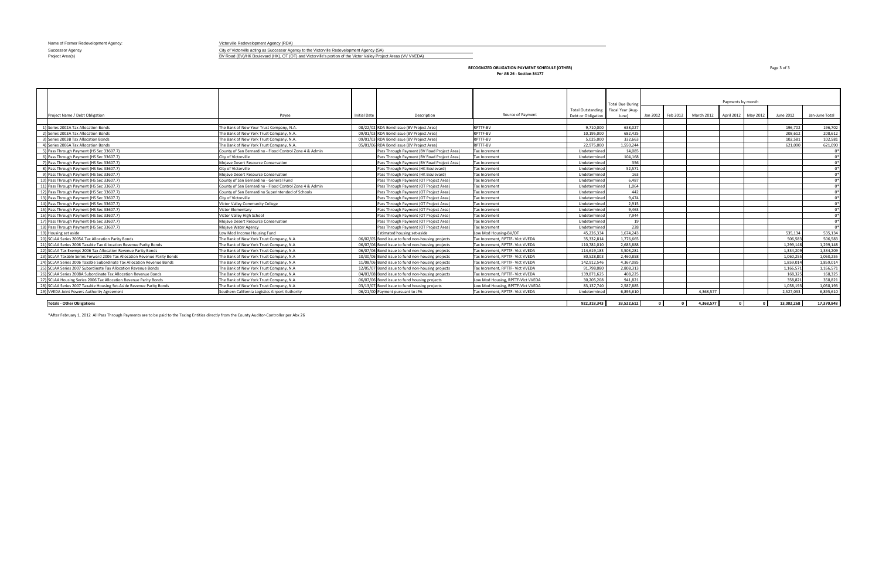Name of Former Redevelopment Agency: Victorville Redevelopment Agency (RDA)

Successor Agency: City of Victorville acting as Successor Agency to the Victorville Redevelopment Agency (SA)

Project Area(s): BV Road (BV)/HK Boulevard (HK), OT (OT) and Victorville's portion of the Victor Valley Project Areas (VV VVEDA)

**RECOGNIZED OBLIGATION PAYMENT SCHEDULE (OTHER)**
**Per AB 26 - Section 34177**

| | Project Name / Debt Obligation | Payee | Initial Date | Description | Source of Payment | Total Outstanding Debt or Obligation | Total Due During Fiscal Year (Aug-June) | Payments by month Jan 2012 | Feb 2012 | March 2012 | April 2012 | May 2012 | June 2012 | Jan-June Total |
|---|---|---|---|---|---|---|---|---|---|---|---|---|---|---|
| 1) | Series 2002A Tax Allocation Bonds | The Bank of New Your Trust Company, N.A. | 08/22/02 | RDA Bond issue (BV Project Area) | RPTTF-BV | 9,710,000 | 638,027 | | | | | | 196,702 | 196,702 |
| 2) | Series 2003A Tax Allocation Bonds | The Bank of New York Trust Company, N.A. | 09/01/03 | RDA Bond issue (BV Project Area) | RPTTF-BV | 10,195,000 | 682,425 | | | | | | 208,612 | 208,612 |
| 3) | Series 2003B Tax Allocation Bonds | The Bank of New York Trust Company, N.A. | 09/01/03 | RDA Bond issue (BV Project Area) | RPTTF-BV | 5,025,000 | 332,663 | | | | | | 102,581 | 102,581 |
| 4) | Series 2006A Tax Allocation Bonds | The Bank of New York Trust Company, N.A. | 05/01/06 | RDA Bond issue (BV Project Area) | RPTTF-BV | 22,975,000 | 1,550,244 | | | | | | 621,090 | 621,090 |
| 5) | Pass Through Payment (HS Sec 33607.7) | County of San Bernardino - Flood Control Zone 4 & Admin | | Pass Through Payment (BV Road Project Area) | Tax Increment | Undetermined | 14,085 | | | | | | | 0* |
| 6) | Pass Through Payment (HS Sec 33607.7) | City of Victorville | | Pass Through Payment (BV Road Project Area) | Tax Increment | Undetermined | 104,168 | | | | | | | 0* |
| 7) | Pass Through Payment (HS Sec 33607.7) | Mojave Desert Resource Conservation | | Pass Through Payment (BV Road Project Area) | Tax Increment | Undetermined | 356 | | | | | | | 0* |
| 8) | Pass Through Payment (HS Sec 33607.7) | City of Victorville | | Pass Through Payment (HK Boulevard) | Tax Increment | Undetermined | 52,571 | | | | | | | 0* |
| 9) | Pass Through Payment (HS Sec 33607.7) | Mojave Desert Resource Conservation | | Pass Through Payment (HK Boulevard) | Tax Increment | Undetermined | 163 | | | | | | | 0* |
| 10) | Pass Through Payment (HS Sec 33607.7) | County of San Bernardino - General Fund | | Pass Through Payment (OT Project Area) | Tax Increment | Undetermined | 6,487 | | | | | | | 0* |
| 11) | Pass Through Payment (HS Sec 33607.7) | County of San Bernardino - Flood Control Zone 4 & Admin | | Pass Through Payment (OT Project Area) | Tax Increment | Undetermined | 1,064 | | | | | | | 0* |
| 12) | Pass Through Payment (HS Sec 33607.7) | County of San Bernardino Superintended of Schools | | Pass Through Payment (OT Project Area) | Tax Increment | Undetermined | 442 | | | | | | | 0* |
| 13) | Pass Through Payment (HS Sec 33607.7) | City of Victorville | | Pass Through Payment (OT Project Area) | Tax Increment | Undetermined | 9,474 | | | | | | | 0* |
| 14) | Pass Through Payment (HS Sec 33607.7) | Victor Valley Community College | | Pass Through Payment (OT Project Area) | Tax Increment | Undetermined | 2,915 | | | | | | | 0* |
| 15) | Pass Through Payment (HS Sec 33607.7) | Victor Elementary | | Pass Through Payment (OT Project Area) | Tax Increment | Undetermined | 9,463 | | | | | | | 0* |
| 16) | Pass Through Payment (HS Sec 33607.7) | Victor Valley High School | | Pass Through Payment (OT Project Area) | Tax Increment | Undetermined | 7,944 | | | | | | | 0* |
| 17) | Pass Through Payment (HS Sec 33607.7) | Mojave Desert Resource Conservation | | Pass Through Payment (OT Project Area) | Tax Increment | Undetermined | 19 | | | | | | | 0* |
| 18) | Pass Through Payment (HS Sec 33607.7) | Mojave Water Agency | | Pass Through Payment (OT Project Area) | Tax Increment | Undetermined | 228 | | | | | | | 0* |
| 19) | Housing set aside | Low Mod Income Housing Fund | | Estimated housing set-aside | Low Mod Housing-BV/OT | 45,226,334 | 1,674,243 | | | | | | 535,134 | 535,134 |
| 20) | SCLAA Series 2005A Tax Allocation Parity Bonds | The Bank of New York Trust Company, N.A | 06/02/05 | Bond issue to fund non-housing projects | Tax Increment, RPTTF- Vict VVEDA | 35,332,814 | 1,776,665 | | | | | | 506,583 | 506,583 |
| 21) | SCLAA Series 2006 Taxable Tax Allocation Revenue Parity Bonds | The Bank of New York Trust Company, N.A | 06/07/06 | Bond issue to fund non-housing projects | Tax Increment, RPTTF- Vict VVEDA | 110,781,010 | 2,685,888 | | | | | | 1,299,148 | 1,299,148 |
| 22) | SCLAA Tax Exempt 2006 Tax Allocation Revenue Parity Bonds | The Bank of New York Trust Company, N.A | 06/07/06 | Bond issue to fund non-housing projects | Tax Increment, RPTTF- Vict VVEDA | 114,619,183 | 3,503,281 | | | | | | 1,334,209 | 1,334,209 |
| 23) | SCLAA Taxable Series Forward 2006 Tax Allocation Revenue Parity Bonds | The Bank of New York Trust Company, N.A | 10/30/06 | Bond issue to fund non-housing projects | Tax Increment, RPTTF- Vict VVEDA | 80,528,803 | 2,460,858 | | | | | | 1,060,255 | 1,060,255 |
| 24) | SCLAA Series 2006 Taxable Subordinate Tax Allocation Revenue Bonds | The Bank of New York Trust Company, N.A | 11/08/06 | Bond issue to fund non-housing projects | Tax Increment, RPTTF- Vict VVEDA | 142,912,546 | 4,367,085 | | | | | | 1,859,014 | 1,859,014 |
| 25) | SCLAA Series 2007 Subordinate Tax Allocation Revenue Bonds | The Bank of New York Trust Company, N.A | 12/05/07 | Bond issue to fund non-housing projects | Tax Increment, RPTTF- Vict VVEDA | 91,798,080 | 2,808,313 | | | | | | 1,166,571 | 1,166,571 |
| 26) | SCLAA Series 2008A Subordinate Tax Allocation Revenue Bonds | The Bank of New York Trust Company, N.A | 04/03/08 | Bond issue to fund non-housing projects | Tax Increment, RPTTF- Vict VVEDA | 139,871,625 | 408,225 | | | | | | 168,325 | 168,325 |
| 27) | SCLAA Housing Series 2006 Tax Allocation Revenue Parity Bonds | The Bank of New York Trust Company, N.A | 06/07/06 | Bond issue to fund housing projects | Low Mod Housing, RPTTF-Vict VVEDA | 30,205,208 | 941,821 | | | | | | 358,821 | 358,821 |
| 28) | SCLAA Series 2007 Taxable Housing Set-Aside Revenue Parity Bonds | The Bank of New York Trust Company, N.A | 03/13/07 | Bond issue to fund housing projects | Low Mod Housing, RPTTF-Vict VVEDA | 83,137,740 | 2,587,885 | | | | | | 1,058,193 | 1,058,193 |
| 29) | VVEDA Joint Powers Authority Agreement | Southern California Logistics Airport Authority | 06/21/00 | Payment pursuant to JPA | Tax Increment, RPTTF- Vict VVEDA | Undetermined | 6,895,610 | | | 4,368,577 | | | 2,527,033 | 6,895,610 |
| | **Totals - Other Obligations** | | | | | **922,318,343** | **33,522,612** | **0** | **0** | **4,368,577** | **0** | **0** | **13,002,268** | **17,370,848** |

*After February 1, 2012 All Pass Through Payments are to be paid to the Taxing Entities directly from the County Auditor-Controller per Abx 26